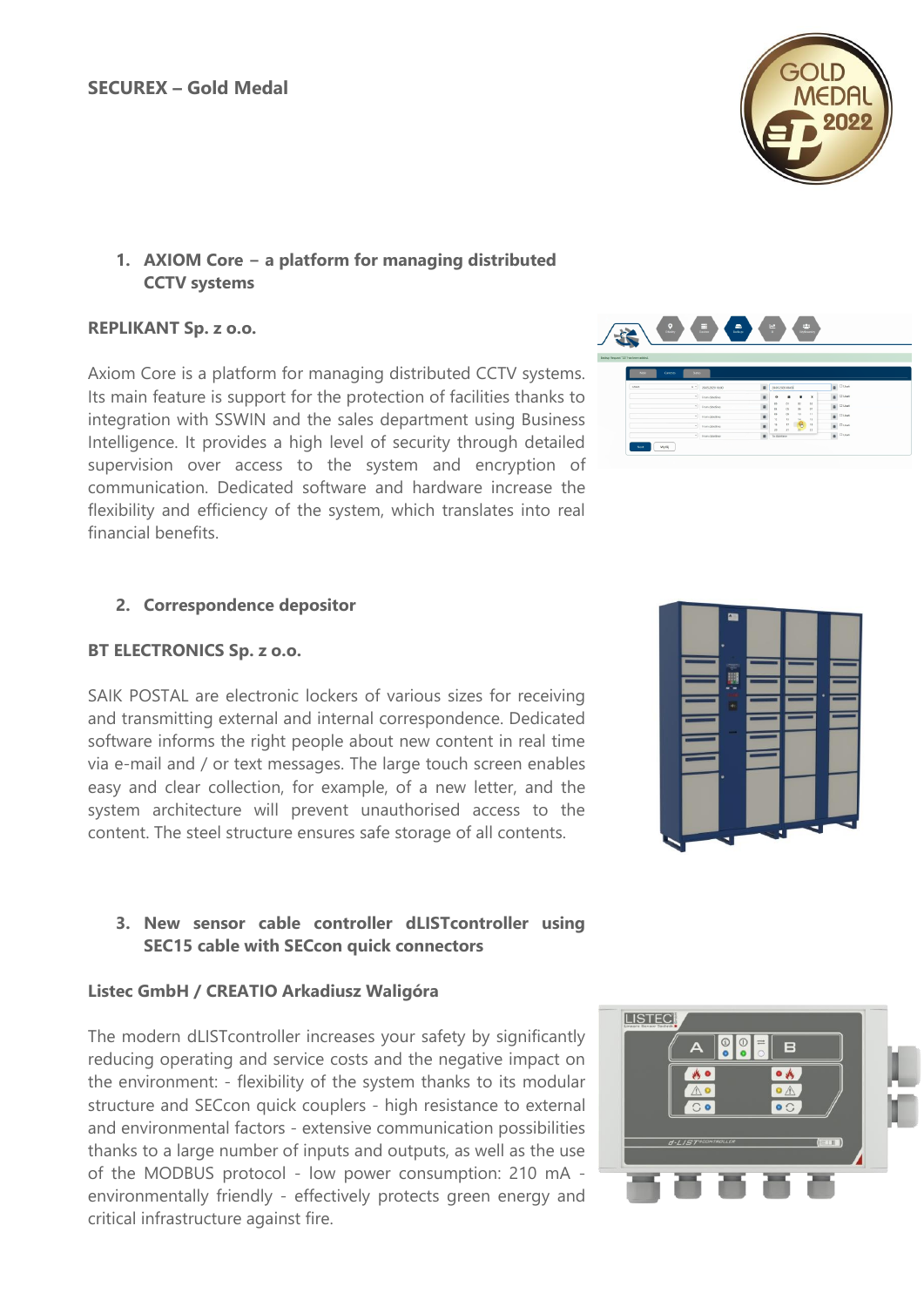## SECUREX – Gold Medal

### 1. AXIOM Core – a platform for managing distributed CCTV systems

**REPLIKANT Sp. z o.o.**

Axiom Core is a platform for managing distributed CCTV systems. Its main feature is support for the protection of facilities thanks to integration with SSWIN and the sales department using Business Intelligence. It provides a high level of security through detailed supervision over access to the system and encryption of communication. Dedicated software and hardware increase the flexibility and efficiency of the system, which translates into real financial benefits.

### 2. Correspondence depositor

**BT ELECTRONICS Sp. z o.o.**

SAIK POSTAL are electronic lockers of various sizes for receiving and transmitting external and internal correspondence. Dedicated software informs the right people about new content in real time via e-mail and / or text messages. The large touch screen enables easy and clear collection, for example, of a new letter, and the system architecture will prevent unauthorised access to the content. The steel structure ensures safe storage of all contents.

### 3. New sensor cable controller dLISTcontroller using SEC15 cable with SECcon quick connectors

**Listec GmbH / CREATIO Arkadiusz Waligóra**

The modern dLISTcontroller increases your safety by significantly reducing operating and service costs and the negative impact on the environment: - flexibility of the system thanks to its modular structure and SECcon quick couplers - high resistance to external and environmental factors - extensive communication possibilities thanks to a large number of inputs and outputs, as well as the use of the MODBUS protocol - low power consumption: 210 mA - environmentally friendly - effectively protects green energy and critical infrastructure against fire.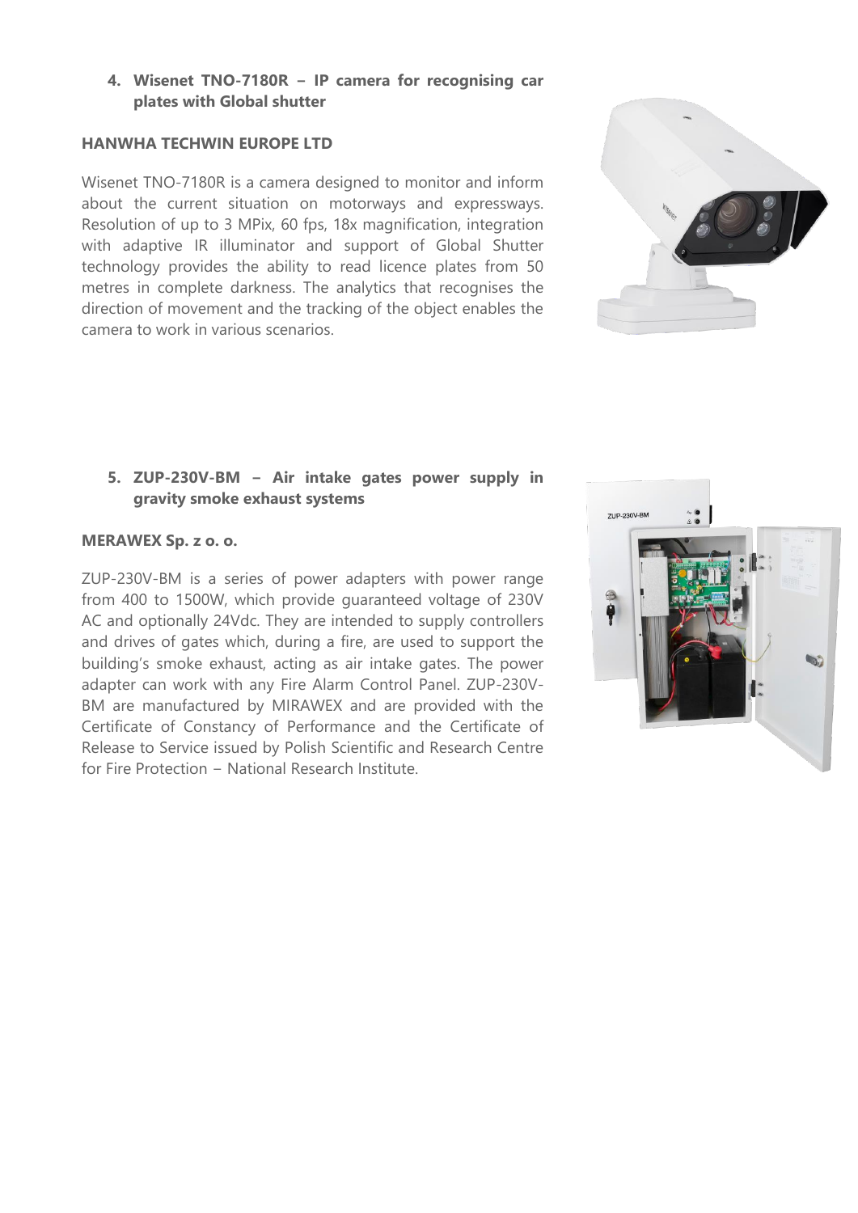4. **Wisenet TNO-7180R – IP camera for recognising car plates with Global shutter**

**HANWHA TECHWIN EUROPE LTD**

Wisenet TNO-7180R is a camera designed to monitor and inform about the current situation on motorways and expressways. Resolution of up to 3 MPix, 60 fps, 18x magnification, integration with adaptive IR illuminator and support of Global Shutter technology provides the ability to read licence plates from 50 metres in complete darkness. The analytics that recognises the direction of movement and the tracking of the object enables the camera to work in various scenarios.

5. **ZUP-230V-BM – Air intake gates power supply in gravity smoke exhaust systems**

**MERAWEX Sp. z o. o.**

ZUP-230V-BM is a series of power adapters with power range from 400 to 1500W, which provide guaranteed voltage of 230V AC and optionally 24Vdc. They are intended to supply controllers and drives of gates which, during a fire, are used to support the building's smoke exhaust, acting as air intake gates. The power adapter can work with any Fire Alarm Control Panel. ZUP-230V-BM are manufactured by MIRAWEX and are provided with the Certificate of Constancy of Performance and the Certificate of Release to Service issued by Polish Scientific and Research Centre for Fire Protection – National Research Institute.